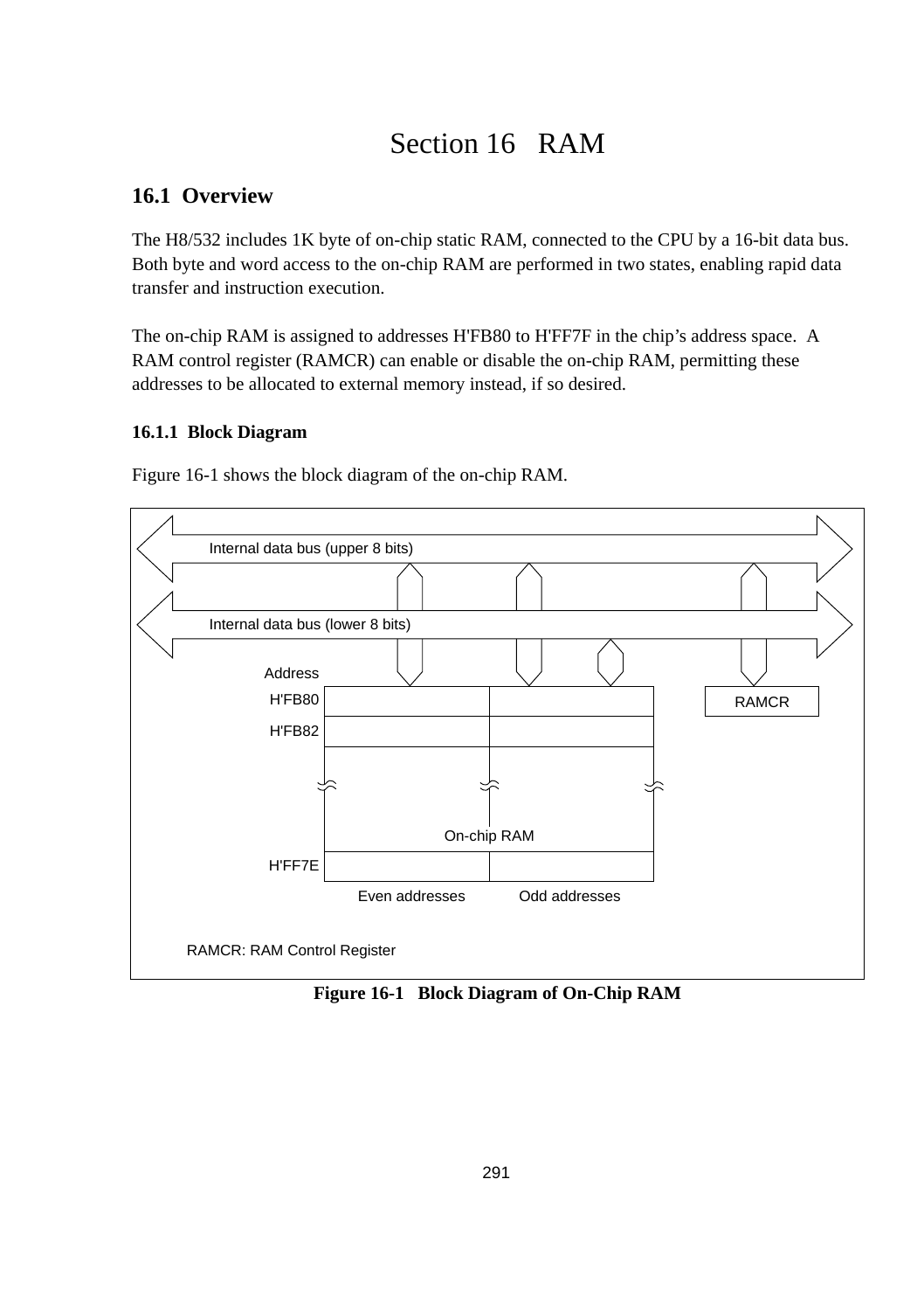# Section 16 RAM

## 16.1 Overview

The H8/532 includes 1K byte of on-chip static RAM, connected to the CPU by a 16-bit data bus. Both byte and word access to the on-chip RAM are performed in two states, enabling rapid data transfer and instruction execution.

The on-chip RAM is assigned to addresses H'FB80 to H'FF7F in the chip's address space. A RAM control register (RAMCR) can enable or disable the on-chip RAM, permitting these addresses to be allocated to external memory instead, if so desired.

### 16.1.1 Block Diagram

Figure 16-1 shows the block diagram of the on-chip RAM.

Internal data bus (upper 8 bits)

Internal data bus (lower 8 bits)

Address

H'FB80

H'FB82

On-chip RAM

H'FF7E

Even addresses Odd addresses

RAMCR

RAMCR: RAM Control Register

**Figure 16-1 Block Diagram of On-Chip RAM**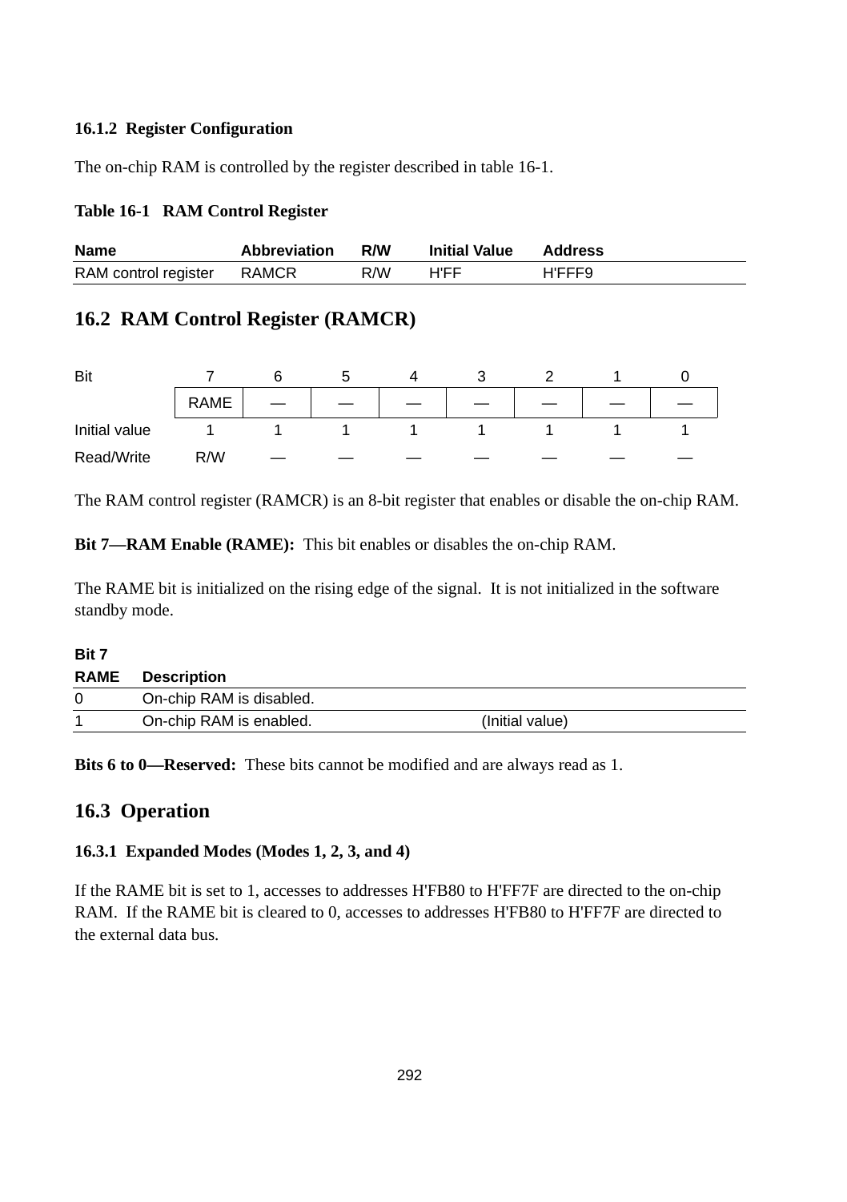### 16.1.2 Register Configuration

The on-chip RAM is controlled by the register described in table 16-1.

**Table 16-1 RAM Control Register**

| Name | Abbreviation | R/W | Initial Value | Address |
|---|---|---|---|---|
| RAM control register | RAMCR | R/W | H'FF | H'FFF9 |

## 16.2 RAM Control Register (RAMCR)

| Bit | 7 | 6 | 5 | 4 | 3 | 2 | 1 | 0 |
|---|---|---|---|---|---|---|---|---|
| | RAME | — | — | — | — | — | — | — |
| Initial value | 1 | 1 | 1 | 1 | 1 | 1 | 1 | 1 |
| Read/Write | R/W | — | — | — | — | — | — | — |

The RAM control register (RAMCR) is an 8-bit register that enables or disable the on-chip RAM.

**Bit 7—RAM Enable (RAME):** This bit enables or disables the on-chip RAM.

The RAME bit is initialized on the rising edge of the signal. It is not initialized in the software standby mode.

| Bit 7 RAME | Description | |
|---|---|---|
| 0 | On-chip RAM is disabled. | |
| 1 | On-chip RAM is enabled. | (Initial value) |

**Bits 6 to 0—Reserved:** These bits cannot be modified and are always read as 1.

## 16.3 Operation

### 16.3.1 Expanded Modes (Modes 1, 2, 3, and 4)

If the RAME bit is set to 1, accesses to addresses H'FB80 to H'FF7F are directed to the on-chip RAM. If the RAME bit is cleared to 0, accesses to addresses H'FB80 to H'FF7F are directed to the external data bus.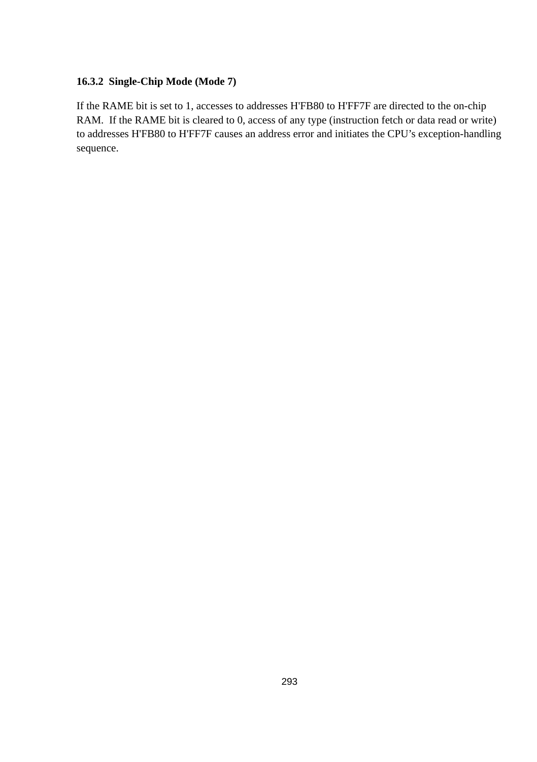### 16.3.2 Single-Chip Mode (Mode 7)

If the RAME bit is set to 1, accesses to addresses H'FB80 to H'FF7F are directed to the on-chip RAM. If the RAME bit is cleared to 0, access of any type (instruction fetch or data read or write) to addresses H'FB80 to H'FF7F causes an address error and initiates the CPU's exception-handling sequence.